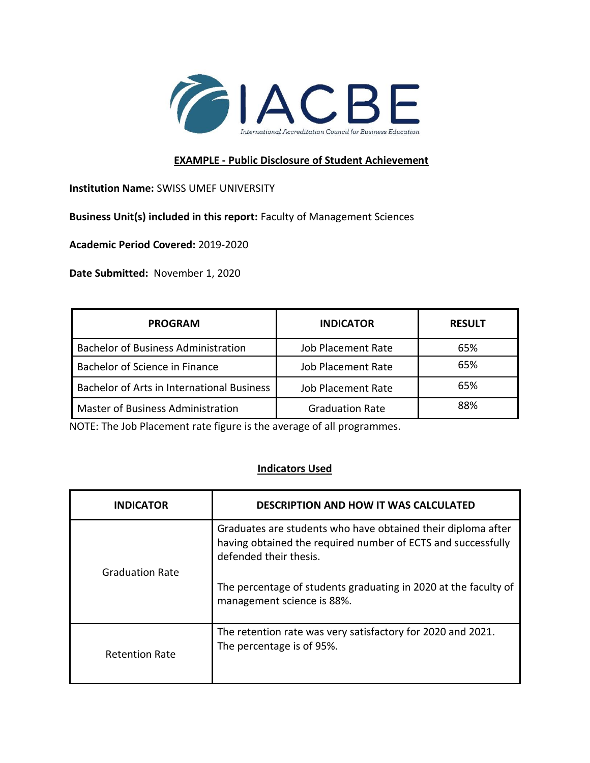IACBE

International Accreditation Council for Business Education

**EXAMPLE - Public Disclosure of Student Achievement**

**Institution Name:** SWISS UMEF UNIVERSITY

**Business Unit(s) included in this report:** Faculty of Management Sciences

**Academic Period Covered:** 2019-2020

**Date Submitted:** November 1, 2020

| PROGRAM | INDICATOR | RESULT |
|---|---|---|
| Bachelor of Business Administration | Job Placement Rate | 65% |
| Bachelor of Science in Finance | Job Placement Rate | 65% |
| Bachelor of Arts in International Business | Job Placement Rate | 65% |
| Master of Business Administration | Graduation Rate | 88% |

NOTE: The Job Placement rate figure is the average of all programmes.

**Indicators Used**

| INDICATOR | DESCRIPTION AND HOW IT WAS CALCULATED |
|---|---|
| Graduation Rate | Graduates are students who have obtained their diploma after having obtained the required number of ECTS and successfully defended their thesis.<br><br>The percentage of students graduating in 2020 at the faculty of management science is 88%. |
| Retention Rate | The retention rate was very satisfactory for 2020 and 2021. The percentage is of 95%. |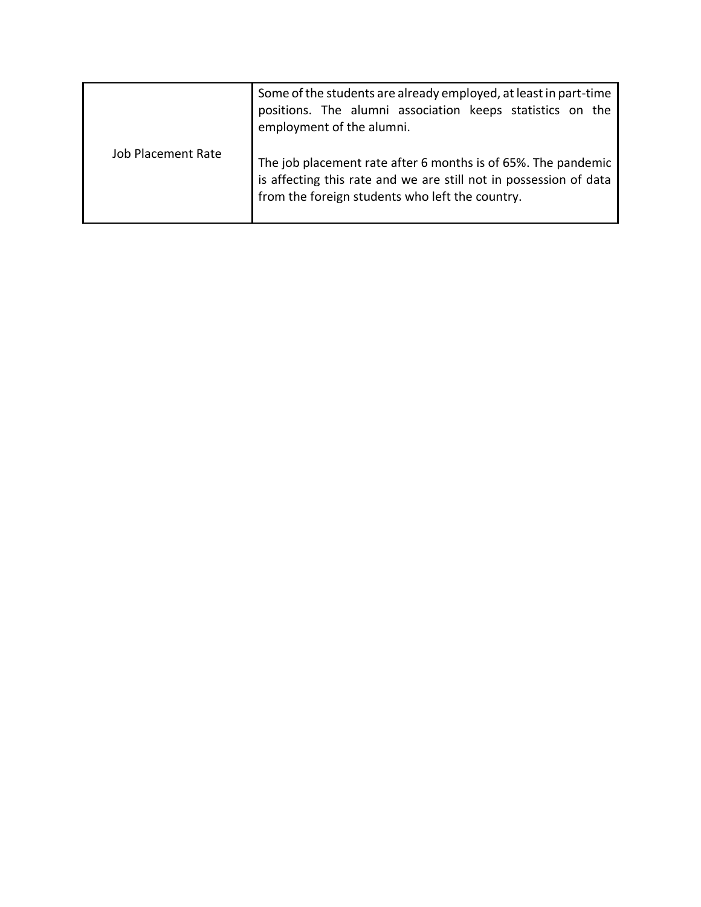| | |
|---|---|
| Job Placement Rate | Some of the students are already employed, at least in part-time positions. The alumni association keeps statistics on the employment of the alumni.<br><br>The job placement rate after 6 months is of 65%. The pandemic is affecting this rate and we are still not in possession of data from the foreign students who left the country. |